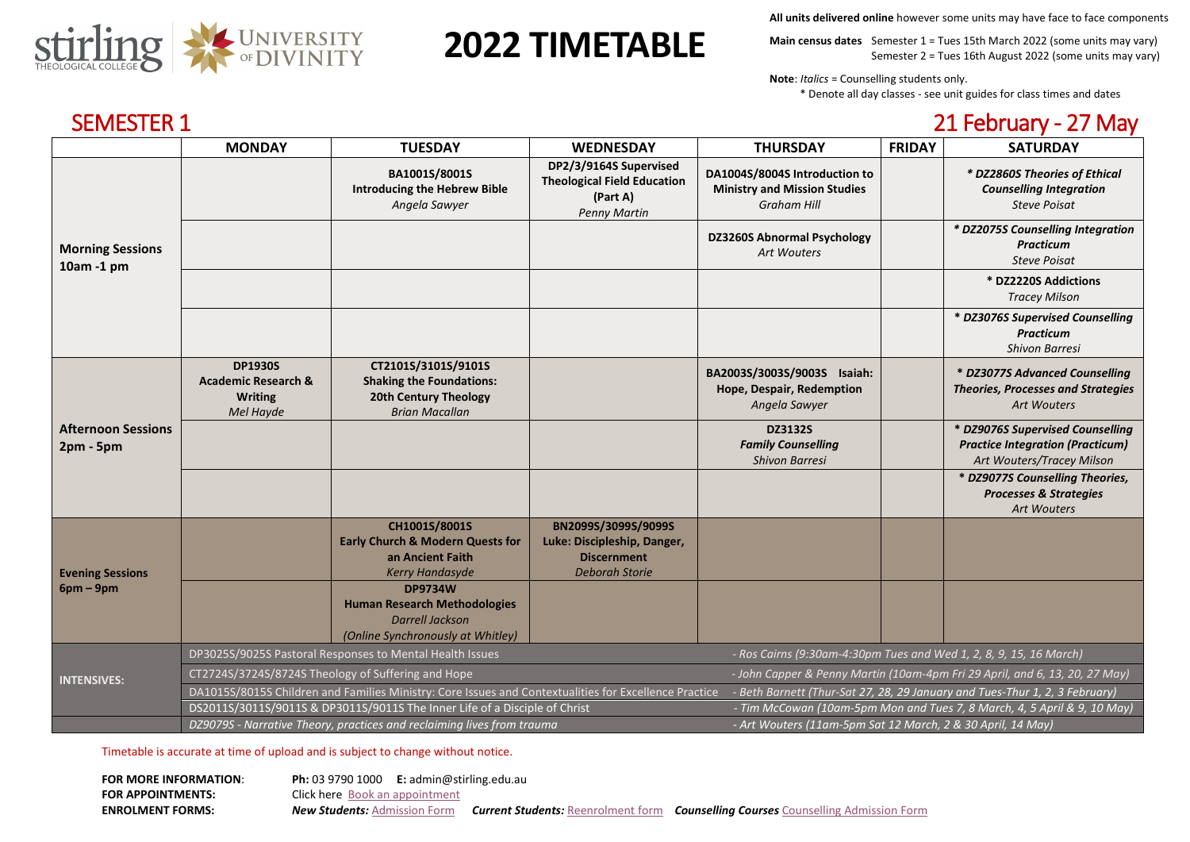stirling THEOLOGICAL COLLEGE | UNIVERSITY OF DIVINITY

# 2022 TIMETABLE

**All units delivered online** however some units may have face to face components

**Main census dates** Semester 1 = Tues 15th March 2022 (some units may vary)
Semester 2 = Tues 16th August 2022 (some units may vary)

**Note**: *Italics* = Counselling students only.
\* Denote all day classes - see unit guides for class times and dates

## SEMESTER 1 — 21 February - 27 May

| | MONDAY | TUESDAY | WEDNESDAY | THURSDAY | FRIDAY | SATURDAY |
|---|---|---|---|---|---|---|
| **Morning Sessions 10am -1 pm** | | **BA1001S/8001S Introducing the Hebrew Bible** *Angela Sawyer* | **DP2/3/9164S Supervised Theological Field Education (Part A)** *Penny Martin* | **DA1004S/8004S Introduction to Ministry and Mission Studies** *Graham Hill* | | ***\* DZ2860S Theories of Ethical Counselling Integration*** *Steve Poisat* |
| | | | | **DZ3260S Abnormal Psychology** *Art Wouters* | | ***\* DZ2075S Counselling Integration Practicum*** *Steve Poisat* |
| | | | | | | **\* DZ2220S Addictions** *Tracey Milson* |
| | | | | | | ***\* DZ3076S Supervised Counselling Practicum*** *Shivon Barresi* |
| **Afternoon Sessions 2pm - 5pm** | **DP1930S Academic Research & Writing** *Mel Hayde* | **CT2101S/3101S/9101S Shaking the Foundations: 20th Century Theology** *Brian Macallan* | | **BA2003S/3003S/9003S Isaiah: Hope, Despair, Redemption** *Angela Sawyer* | | ***\* DZ3077S Advanced Counselling Theories, Processes and Strategies*** *Art Wouters* |
| | | | | **DZ3132S** ***Family Counselling*** *Shivon Barresi* | | ***\* DZ9076S Supervised Counselling Practice Integration (Practicum)*** *Art Wouters/Tracey Milson* |
| | | | | | | ***\* DZ9077S Counselling Theories, Processes & Strategies*** *Art Wouters* |
| **Evening Sessions 6pm – 9pm** | | **CH1001S/8001S Early Church & Modern Quests for an Ancient Faith** *Kerry Handasyde* | **BN2099S/3099S/9099S Luke: Discipleship, Danger, Discernment** *Deborah Storie* | | | |
| | | **DP9734W Human Research Methodologies** *Darrell Jackson* *(Online Synchronously at Whitley)* | | | | |

**INTENSIVES:**

| Unit | Details |
|---|---|
| DP3025S/9025S Pastoral Responses to Mental Health Issues | *- Ros Cairns (9:30am-4:30pm Tues and Wed 1, 2, 8, 9, 15, 16 March)* |
| CT2724S/3724S/8724S Theology of Suffering and Hope | *- John Capper & Penny Martin (10am-4pm Fri 29 April, and 6, 13, 20, 27 May)* |
| DA1015S/8015S Children and Families Ministry: Core Issues and Contextualities for Excellence Practice | *- Beth Barnett (Thur-Sat 27, 28, 29 January and Tues-Thur 1, 2, 3 February)* |
| DS2011S/3011S/9011S & DP3011S/9011S The Inner Life of a Disciple of Christ | *- Tim McCowan (10am-5pm Mon and Tues 7, 8 March, 4, 5 April & 9, 10 May)* |
| *DZ9079S - Narrative Theory, practices and reclaiming lives from trauma* | *- Art Wouters (11am-5pm Sat 12 March, 2 & 30 April, 14 May)* |

Timetable is accurate at time of upload and is subject to change without notice.

**FOR MORE INFORMATION**: **Ph:** 03 9790 1000 **E:** admin@stirling.edu.au
**FOR APPOINTMENTS:** Click here Book an appointment
**ENROLMENT FORMS:** ***New Students:*** Admission Form ***Current Students:*** Reenrolment form ***Counselling Courses*** Counselling Admission Form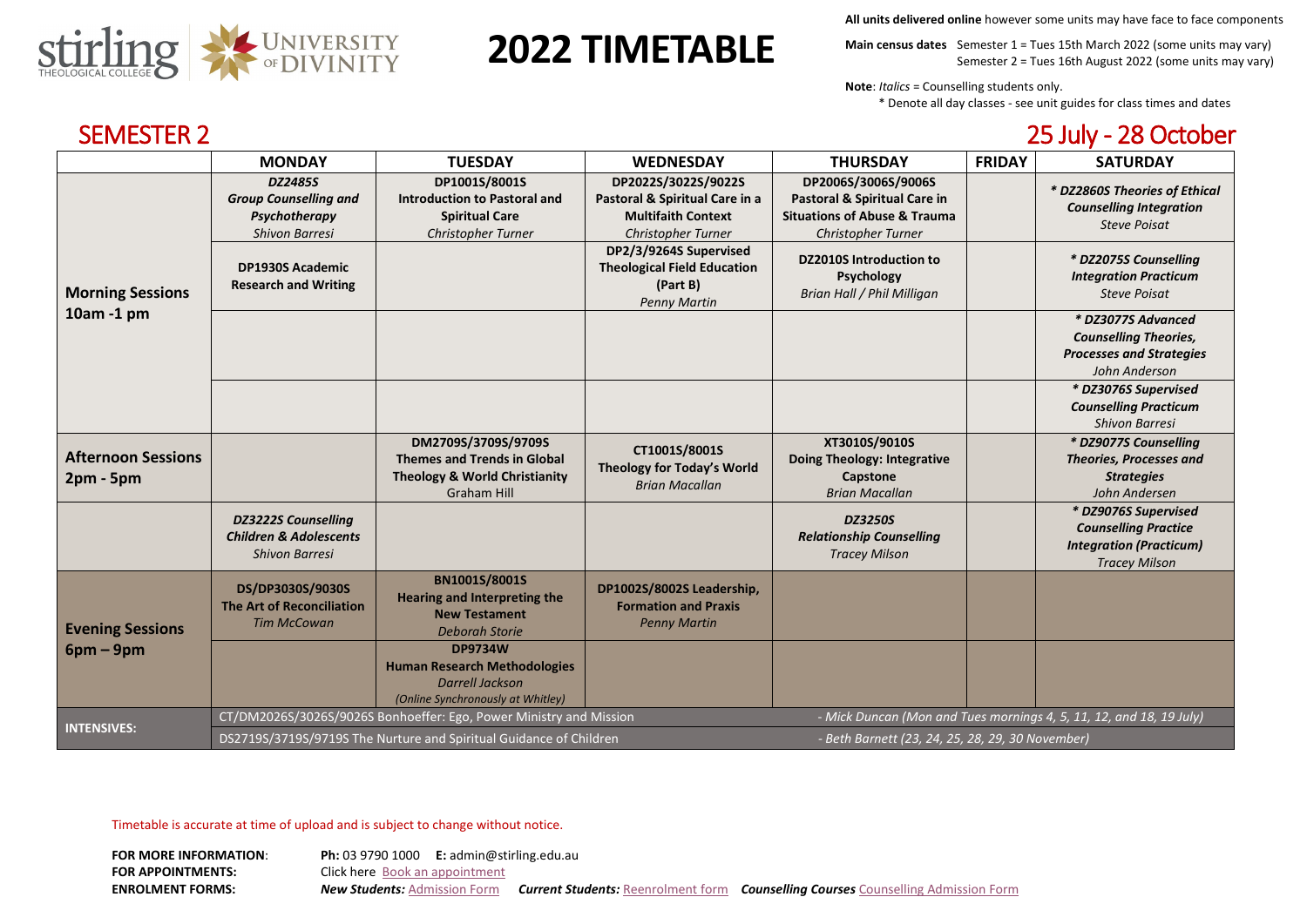stirling THEOLOGICAL COLLEGE | UNIVERSITY OF DIVINITY

# 2022 TIMETABLE

**All units delivered online** however some units may have face to face components

**Main census dates** Semester 1 = Tues 15th March 2022 (some units may vary)
Semester 2 = Tues 16th August 2022 (some units may vary)

**Note**: *Italics* = Counselling students only.
* Denote all day classes - see unit guides for class times and dates

## SEMESTER 2

## 25 July - 28 October

| | MONDAY | TUESDAY | WEDNESDAY | THURSDAY | FRIDAY | SATURDAY |
|---|---|---|---|---|---|---|
| **Morning Sessions 10am -1 pm** | ***DZ2485S Group Counselling and Psychotherapy*** *Shivon Barresi* | **DP1001S/8001S Introduction to Pastoral and Spiritual Care** *Christopher Turner* | **DP2022S/3022S/9022S Pastoral & Spiritual Care in a Multifaith Context** *Christopher Turner* | **DP2006S/3006S/9006S Pastoral & Spiritual Care in Situations of Abuse & Trauma** *Christopher Turner* | | ***\* DZ2860S Theories of Ethical Counselling Integration*** *Steve Poisat* |
| | **DP1930S Academic Research and Writing** | | **DP2/3/9264S Supervised Theological Field Education (Part B)** *Penny Martin* | **DZ2010S Introduction to Psychology** *Brian Hall / Phil Milligan* | | ***\* DZ2075S Counselling Integration Practicum*** *Steve Poisat* |
| | | | | | | ***\* DZ3077S Advanced Counselling Theories, Processes and Strategies*** *John Anderson* |
| | | | | | | ***\* DZ3076S Supervised Counselling Practicum*** *Shivon Barresi* |
| **Afternoon Sessions 2pm - 5pm** | | **DM2709S/3709S/9709S Themes and Trends in Global Theology & World Christianity** Graham Hill | **CT1001S/8001S Theology for Today's World** *Brian Macallan* | **XT3010S/9010S Doing Theology: Integrative Capstone** *Brian Macallan* | | ***\* DZ9077S Counselling Theories, Processes and Strategies*** *John Andersen* |
| | ***DZ3222S Counselling Children & Adolescents*** *Shivon Barresi* | | | ***DZ3250S Relationship Counselling*** *Tracey Milson* | | ***\* DZ9076S Supervised Counselling Practice Integration (Practicum)*** *Tracey Milson* |
| **Evening Sessions 6pm – 9pm** | **DS/DP3030S/9030S The Art of Reconciliation** *Tim McCowan* | **BN1001S/8001S Hearing and Interpreting the New Testament** *Deborah Storie* | **DP1002S/8002S Leadership, Formation and Praxis** *Penny Martin* | | | |
| | | **DP9734W Human Research Methodologies** *Darrell Jackson* *(Online Synchronously at Whitley)* | | | | |
| **INTENSIVES:** | CT/DM2026S/3026S/9026S Bonhoeffer: Ego, Power Ministry and Mission | | | *- Mick Duncan (Mon and Tues mornings 4, 5, 11, 12, and 18, 19 July)* | | |
| | DS2719S/3719S/9719S The Nurture and Spiritual Guidance of Children | | | *- Beth Barnett (23, 24, 25, 28, 29, 30 November)* | | |

Timetable is accurate at time of upload and is subject to change without notice.

**FOR MORE INFORMATION**: **Ph:** 03 9790 1000 **E:** admin@stirling.edu.au
**FOR APPOINTMENTS:** Click here Book an appointment
**ENROLMENT FORMS:** ***New Students:*** Admission Form ***Current Students:*** Reenrolment form ***Counselling Courses*** Counselling Admission Form